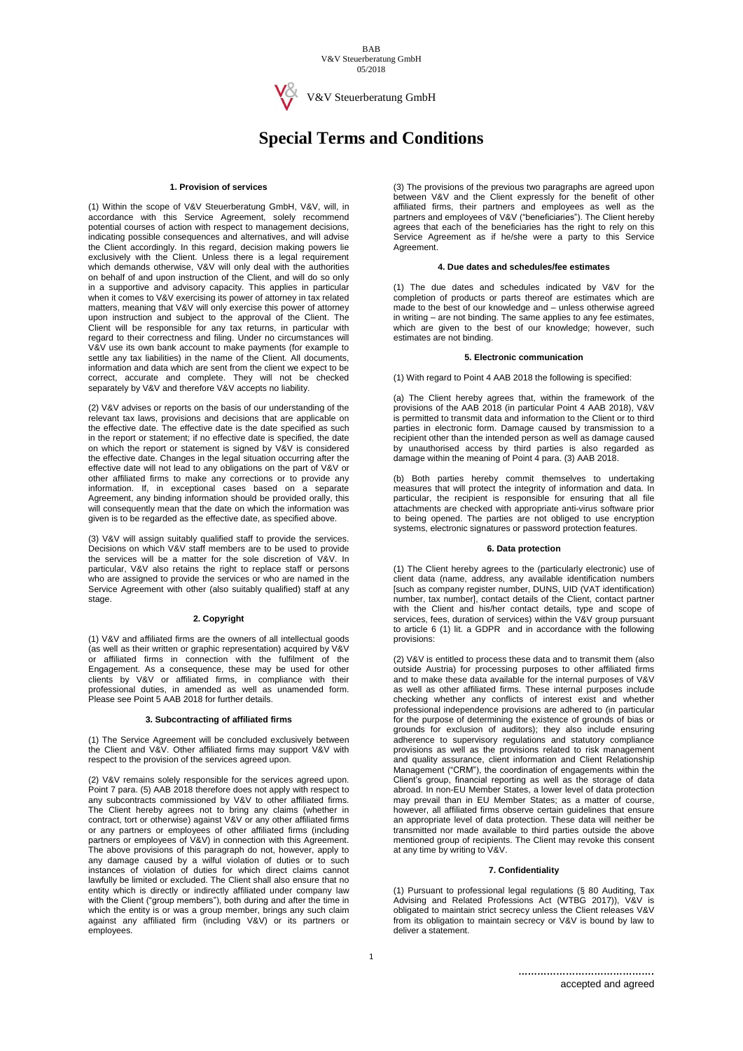V&V Steuerberatung GmbH

# Special Terms and Conditions

#### 1. Provision of services

(1) Within the scope of V&V Steuerberatung GmbH, V&V, will, in accordance with this Service Agreement, solely recommend potential courses of action with respect to management decisions, indicating possible consequences and alternatives, and will advise the Client accordingly. In this regard, decision making powers lie exclusively with the Client. Unless there is a legal requirement which demands otherwise, V&V will only deal with the authorities on behalf of and upon instruction of the Client, and will do so only in a supportive and advisory capacity. This applies in particular when it comes to V&V exercising its power of attorney in tax related matters, meaning that V&V will only exercise this power of attorney upon instruction and subject to the approval of the Client. The Client will be responsible for any tax returns, in particular with regard to their correctness and filing. Under no circumstances will V&V use its own bank account to make payments (for example to settle any tax liabilities) in the name of the Client. All documents, information and data which are sent from the client we expect to be correct, accurate and complete. They will not be checked separately by V&V and therefore V&V accepts no liability.

(2) V&V advises or reports on the basis of our understanding of the relevant tax laws, provisions and decisions that are applicable on the effective date. The effective date is the date specified as such in the report or statement; if no effective date is specified, the date on which the report or statement is signed by V&V is considered the effective date. Changes in the legal situation occurring after the effective date will not lead to any obligations on the part of V&V or other affiliated firms to make any corrections or to provide any information. If, in exceptional cases based on a separate Agreement, any binding information should be provided orally, this will consequently mean that the date on which the information was given is to be regarded as the effective date, as specified above.

(3) V&V will assign suitably qualified staff to provide the services. Decisions on which V&V staff members are to be used to provide the services will be a matter for the sole discretion of V&V. In particular, V&V also retains the right to replace staff or persons who are assigned to provide the services or who are named in the Service Agreement with other (also suitably qualified) staff at any stage.

#### 2. Copyright

(1) V&V and affiliated firms are the owners of all intellectual goods (as well as their written or graphic representation) acquired by V&V or affiliated firms in connection with the fulfilment of the Engagement. As a consequence, these may be used for other clients by V&V or affiliated firms, in compliance with their professional duties, in amended as well as unamended form. Please see Point 5 AAB 2018 for further details.

#### 3. Subcontracting of affiliated firms

(1) The Service Agreement will be concluded exclusively between the Client and V&V. Other affiliated firms may support V&V with respect to the provision of the services agreed upon.

(2) V&V remains solely responsible for the services agreed upon. Point 7 para. (5) AAB 2018 therefore does not apply with respect to any subcontracts commissioned by V&V to other affiliated firms. The Client hereby agrees not to bring any claims (whether in contract, tort or otherwise) against V&V or any other affiliated firms or any partners or employees of other affiliated firms (including partners or employees of V&V) in connection with this Agreement. The above provisions of this paragraph do not, however, apply to any damage caused by a wilful violation of duties or to such instances of violation of duties for which direct claims cannot lawfully be limited or excluded. The Client shall also ensure that no entity which is directly or indirectly affiliated under company law with the Client ("group members"), both during and after the time in which the entity is or was a group member, brings any such claim against any affiliated firm (including V&V) or its partners or employees.

(3) The provisions of the previous two paragraphs are agreed upon between V&V and the Client expressly for the benefit of other affiliated firms, their partners and employees as well as the partners and employees of V&V ("beneficiaries"). The Client hereby agrees that each of the beneficiaries has the right to rely on this Service Agreement as if he/she were a party to this Service Agreement.

#### 4. Due dates and schedules/fee estimates

(1) The due dates and schedules indicated by V&V for the completion of products or parts thereof are estimates which are made to the best of our knowledge and – unless otherwise agreed in writing – are not binding. The same applies to any fee estimates, which are given to the best of our knowledge; however, such estimates are not binding.

#### 5. Electronic communication

(1) With regard to Point 4 AAB 2018 the following is specified:

(a) The Client hereby agrees that, within the framework of the provisions of the AAB 2018 (in particular Point 4 AAB 2018), V&V is permitted to transmit data and information to the Client or to third parties in electronic form. Damage caused by transmission to a recipient other than the intended person as well as damage caused by unauthorised access by third parties is also regarded as damage within the meaning of Point 4 para. (3) AAB 2018.

(b) Both parties hereby commit themselves to undertaking measures that will protect the integrity of information and data. In particular, the recipient is responsible for ensuring that all file attachments are checked with appropriate anti-virus software prior to being opened. The parties are not obliged to use encryption systems, electronic signatures or password protection features.

#### 6. Data protection

(1) The Client hereby agrees to the (particularly electronic) use of client data (name, address, any available identification numbers [such as company register number, DUNS, UID (VAT identification) number, tax number], contact details of the Client, contact partner with the Client and his/her contact details, type and scope of services, fees, duration of services) within the V&V group pursuant to article 6 (1) lit. a GDPR and in accordance with the following provisions:

(2) V&V is entitled to process these data and to transmit them (also outside Austria) for processing purposes to other affiliated firms and to make these data available for the internal purposes of V&V as well as other affiliated firms. These internal purposes include checking whether any conflicts of interest exist and whether professional independence provisions are adhered to (in particular for the purpose of determining the existence of grounds of bias or grounds for exclusion of auditors); they also include ensuring adherence to supervisory regulations and statutory compliance provisions as well as the provisions related to risk management and quality assurance, client information and Client Relationship Management ("CRM"), the coordination of engagements within the Client's group, financial reporting as well as the storage of data abroad. In non-EU Member States, a lower level of data protection may prevail than in EU Member States; as a matter of course, however, all affiliated firms observe certain guidelines that ensure an appropriate level of data protection. These data will neither be transmitted nor made available to third parties outside the above mentioned group of recipients. The Client may revoke this consent at any time by writing to V&V.

#### 7. Confidentiality

(1) Pursuant to professional legal regulations (§ 80 Auditing, Tax Advising and Related Professions Act (WTBG 2017)), V&V is obligated to maintain strict secrecy unless the Client releases V&V from its obligation to maintain secrecy or V&V is bound by law to deliver a statement.

..........................................
accepted and agreed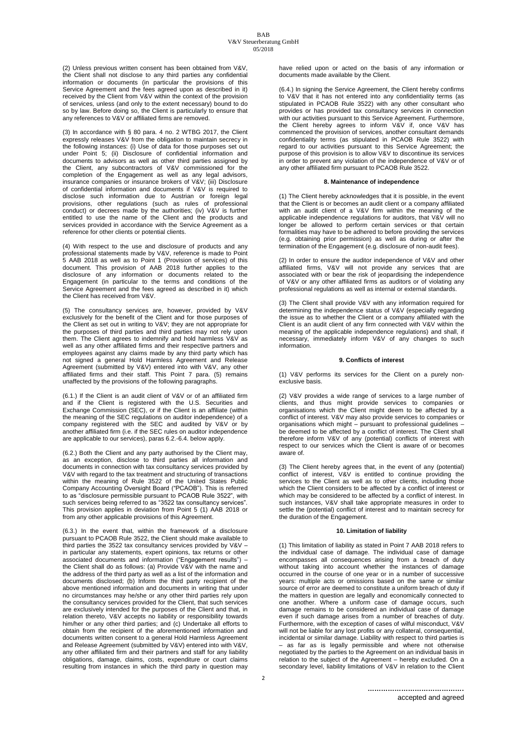(2) Unless previous written consent has been obtained from V&V, the Client shall not disclose to any third parties any confidential information or documents (in particular the provisions of this Service Agreement and the fees agreed upon as described in it) received by the Client from V&V within the context of the provision of services, unless (and only to the extent necessary) bound to do so by law. Before doing so, the Client is particularly to ensure that any references to V&V or affiliated firms are removed.

(3) In accordance with § 80 para. 4 no. 2 WTBG 2017, the Client expressly releases V&V from the obligation to maintain secrecy in the following instances: (i) Use of data for those purposes set out under Point 5; (ii) Disclosure of confidential information and documents to advisors as well as other third parties assigned by the Client, any subcontractors of V&V commissioned for the completion of the Engagement as well as any legal advisors, insurance companies or insurance brokers of V&V; (iii) Disclosure of confidential information and documents if V&V is required to disclose such information due to Austrian or foreign legal provisions, other regulations (such as rules of professional conduct) or decrees made by the authorities; (iv) V&V is further entitled to use the name of the Client and the products and services provided in accordance with the Service Agreement as a reference for other clients or potential clients.

(4) With respect to the use and disclosure of products and any professional statements made by V&V, reference is made to Point 5 AAB 2018 as well as to Point 1 (Provision of services) of this document. This provision of AAB 2018 further applies to the disclosure of any information or documents related to the Engagement (in particular to the terms and conditions of the Service Agreement and the fees agreed as described in it) which the Client has received from V&V.

(5) The consultancy services are, however, provided by V&V exclusively for the benefit of the Client and for those purposes of the Client as set out in writing to V&V; they are not appropriate for the purposes of third parties and third parties may not rely upon them. The Client agrees to indemnify and hold harmless V&V as well as any other affiliated firms and their respective partners and employees against any claims made by any third party which has not signed a general Hold Harmless Agreement and Release Agreement (submitted by V&V) entered into with V&V, any other affiliated firms and their staff. This Point 7 para. (5) remains unaffected by the provisions of the following paragraphs.

(6.1.) If the Client is an audit client of V&V or of an affiliated firm and if the Client is registered with the U.S. Securities and Exchange Commission (SEC), or if the Client is an affiliate (within the meaning of the SEC regulations on auditor independence) of a company registered with the SEC and audited by V&V or by another affiliated firm (i.e. if the SEC rules on auditor independence are applicable to our services), paras 6.2.-6.4. below apply.

(6.2.) Both the Client and any party authorised by the Client may, as an exception, disclose to third parties all information and documents in connection with tax consultancy services provided by V&V with regard to the tax treatment and structuring of transactions within the meaning of Rule 3522 of the United States Public Company Accounting Oversight Board ("PCAOB"). This is referred to as "disclosure permissible pursuant to PCAOB Rule 3522", with such services being referred to as "3522 tax consultancy services". This provision applies in deviation from Point 5 (1) AAB 2018 or from any other applicable provisions of this Agreement.

(6.3.) In the event that, within the framework of a disclosure pursuant to PCAOB Rule 3522, the Client should make available to third parties the 3522 tax consultancy services provided by V&V – in particular any statements, expert opinions, tax returns or other associated documents and information ("Engagement results") – the Client shall do as follows: (a) Provide V&V with the name and the address of the third party as well as a list of the information and documents disclosed; (b) Inform the third party recipient of the above mentioned information and documents in writing that under no circumstances may he/she or any other third parties rely upon the consultancy services provided for the Client, that such services are exclusively intended for the purposes of the Client and that, in relation thereto, V&V accepts no liability or responsibility towards him/her or any other third parties; and (c) Undertake all efforts to obtain from the recipient of the aforementioned information and documents written consent to a general Hold Harmless Agreement and Release Agreement (submitted by V&V) entered into with V&V, any other affiliated firm and their partners and staff for any liability obligations, damage, claims, costs, expenditure or court claims resulting from instances in which the third party in question may have relied upon or acted on the basis of any information or documents made available by the Client.

(6.4.) In signing the Service Agreement, the Client hereby confirms to V&V that it has not entered into any confidentiality terms (as stipulated in PCAOB Rule 3522) with any other consultant who provides or has provided tax consultancy services in connection with our activities pursuant to this Service Agreement. Furthermore, the Client hereby agrees to inform V&V if, once V&V has commenced the provision of services, another consultant demands confidentiality terms (as stipulated in PCAOB Rule 3522) with regard to our activities pursuant to this Service Agreement; the purpose of this provision is to allow V&V to discontinue its services in order to prevent any violation of the independence of V&V or of any other affiliated firm pursuant to PCAOB Rule 3522.

### 8. Maintenance of independence

(1) The Client hereby acknowledges that it is possible, in the event that the Client is or becomes an audit client or a company affiliated with an audit client of a V&V firm within the meaning of the applicable independence regulations for auditors, that V&V will no longer be allowed to perform certain services or that certain formalities may have to be adhered to before providing the services (e.g. obtaining prior permission) as well as during or after the termination of the Engagement (e.g. disclosure of non-audit fees).

(2) In order to ensure the auditor independence of V&V and other affiliated firms, V&V will not provide any services that are associated with or bear the risk of jeopardising the independence of V&V or any other affiliated firms as auditors or of violating any professional regulations as well as internal or external standards.

(3) The Client shall provide V&V with any information required for determining the independence status of V&V (especially regarding the issue as to whether the Client or a company affiliated with the Client is an audit client of any firm connected with V&V within the meaning of the applicable independence regulations) and shall, if necessary, immediately inform V&V of any changes to such information.

### 9. Conflicts of interest

(1) V&V performs its services for the Client on a purely non-exclusive basis.

(2) V&V provides a wide range of services to a large number of clients, and thus might provide services to companies or organisations which the Client might deem to be affected by a conflict of interest. V&V may also provide services to companies or organisations which might – pursuant to professional guidelines – be deemed to be affected by a conflict of interest. The Client shall therefore inform V&V of any (potential) conflicts of interest with respect to our services which the Client is aware of or becomes aware of.

(3) The Client hereby agrees that, in the event of any (potential) conflict of interest, V&V is entitled to continue providing the services to the Client as well as to other clients, including those which the Client considers to be affected by a conflict of interest or which may be considered to be affected by a conflict of interest. In such instances, V&V shall take appropriate measures in order to settle the (potential) conflict of interest and to maintain secrecy for the duration of the Engagement.

### 10. Limitation of liability

(1) This limitation of liability as stated in Point 7 AAB 2018 refers to the individual case of damage. The individual case of damage encompasses all consequences arising from a breach of duty without taking into account whether the instances of damage occurred in the course of one year or in a number of successive years: multiple acts or omissions based on the same or similar source of error are deemed to constitute a uniform breach of duty if the matters in question are legally and economically connected to one another. Where a uniform case of damage occurs, such damage remains to be considered an individual case of damage even if such damage arises from a number of breaches of duty. Furthermore, with the exception of cases of wilful misconduct, V&V will not be liable for any lost profits or any collateral, consequential, incidental or similar damage. Liability with respect to third parties is – as far as is legally permissible and where not otherwise negotiated by the parties to the Agreement on an individual basis in relation to the subject of the Agreement – hereby excluded. On a secondary level, liability limitations of V&V in relation to the Client

..........................................
accepted and agreed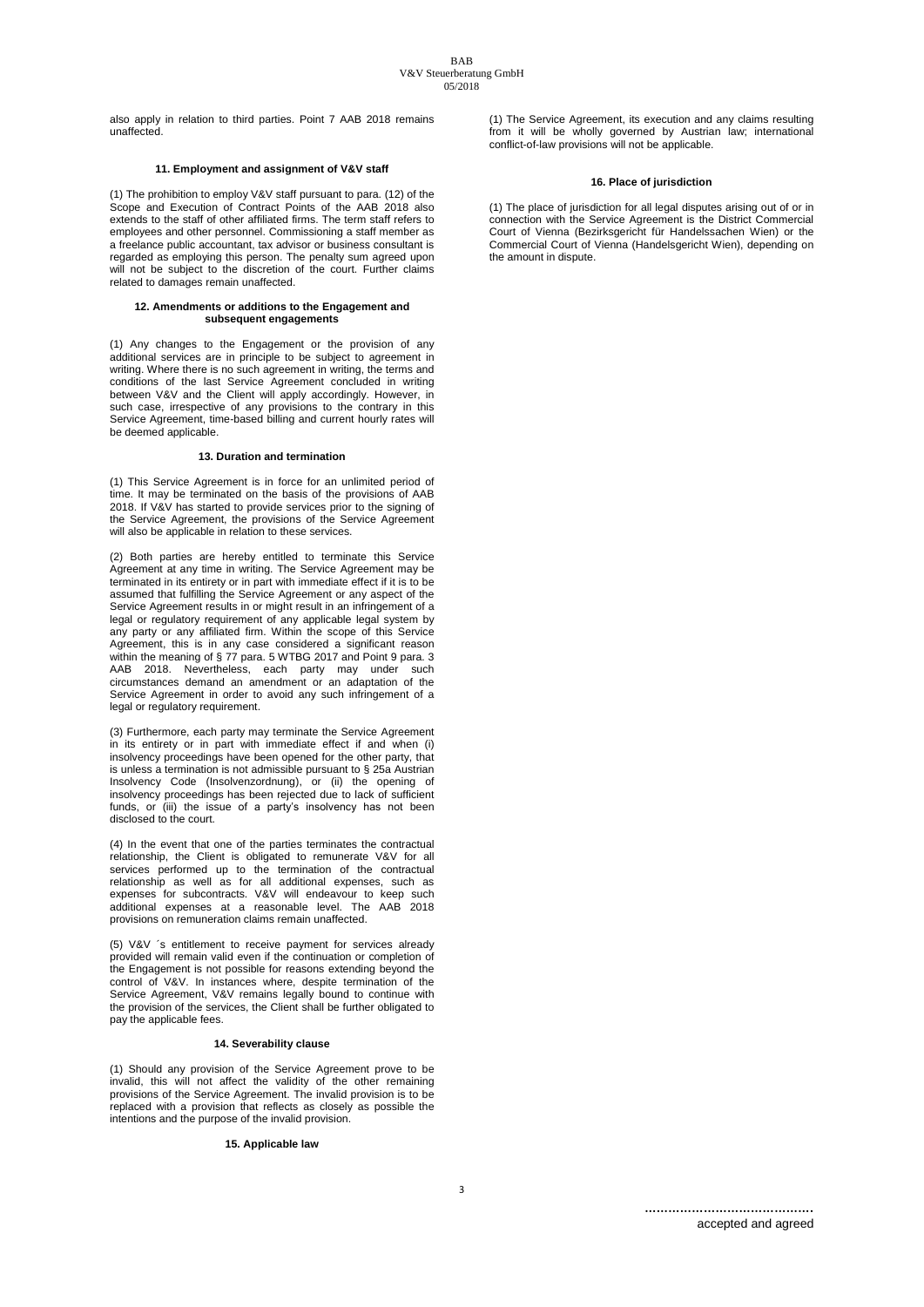also apply in relation to third parties. Point 7 AAB 2018 remains unaffected.

### 11. Employment and assignment of V&V staff

(1) The prohibition to employ V&V staff pursuant to para. (12) of the Scope and Execution of Contract Points of the AAB 2018 also extends to the staff of other affiliated firms. The term staff refers to employees and other personnel. Commissioning a staff member as a freelance public accountant, tax advisor or business consultant is regarded as employing this person. The penalty sum agreed upon will not be subject to the discretion of the court. Further claims related to damages remain unaffected.

### 12. Amendments or additions to the Engagement and subsequent engagements

(1) Any changes to the Engagement or the provision of any additional services are in principle to be subject to agreement in writing. Where there is no such agreement in writing, the terms and conditions of the last Service Agreement concluded in writing between V&V and the Client will apply accordingly. However, in such case, irrespective of any provisions to the contrary in this Service Agreement, time-based billing and current hourly rates will be deemed applicable.

### 13. Duration and termination

(1) This Service Agreement is in force for an unlimited period of time. It may be terminated on the basis of the provisions of AAB 2018. If V&V has started to provide services prior to the signing of the Service Agreement, the provisions of the Service Agreement will also be applicable in relation to these services.

(2) Both parties are hereby entitled to terminate this Service Agreement at any time in writing. The Service Agreement may be terminated in its entirety or in part with immediate effect if it is to be assumed that fulfilling the Service Agreement or any aspect of the Service Agreement results in or might result in an infringement of a legal or regulatory requirement of any applicable legal system by any party or any affiliated firm. Within the scope of this Service Agreement, this is in any case considered a significant reason within the meaning of § 77 para. 5 WTBG 2017 and Point 9 para. 3 AAB 2018. Nevertheless, each party may under such circumstances demand an amendment or an adaptation of the Service Agreement in order to avoid any such infringement of a legal or regulatory requirement.

(3) Furthermore, each party may terminate the Service Agreement in its entirety or in part with immediate effect if and when (i) insolvency proceedings have been opened for the other party, that is unless a termination is not admissible pursuant to § 25a Austrian Insolvency Code (Insolvenzordnung), or (ii) the opening of insolvency proceedings has been rejected due to lack of sufficient funds, or (iii) the issue of a party's insolvency has not been disclosed to the court.

(4) In the event that one of the parties terminates the contractual relationship, the Client is obligated to remunerate V&V for all services performed up to the termination of the contractual relationship as well as for all additional expenses, such as expenses for subcontracts. V&V will endeavour to keep such additional expenses at a reasonable level. The AAB 2018 provisions on remuneration claims remain unaffected.

(5) V&V ´s entitlement to receive payment for services already provided will remain valid even if the continuation or completion of the Engagement is not possible for reasons extending beyond the control of V&V. In instances where, despite termination of the Service Agreement, V&V remains legally bound to continue with the provision of the services, the Client shall be further obligated to pay the applicable fees.

### 14. Severability clause

(1) Should any provision of the Service Agreement prove to be invalid, this will not affect the validity of the other remaining provisions of the Service Agreement. The invalid provision is to be replaced with a provision that reflects as closely as possible the intentions and the purpose of the invalid provision.

### 15. Applicable law

(1) The Service Agreement, its execution and any claims resulting from it will be wholly governed by Austrian law; international conflict-of-law provisions will not be applicable.

### 16. Place of jurisdiction

(1) The place of jurisdiction for all legal disputes arising out of or in connection with the Service Agreement is the District Commercial Court of Vienna (Bezirksgericht für Handelssachen Wien) or the Commercial Court of Vienna (Handelsgericht Wien), depending on the amount in dispute.

……………………………………

accepted and agreed